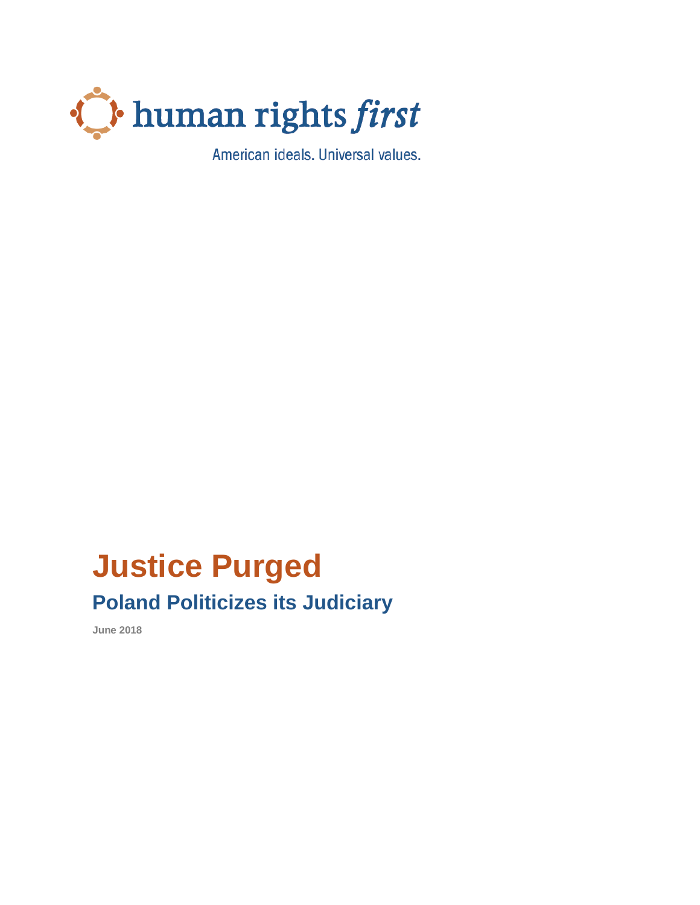human rights *first*

American ideals. Universal values.

# Justice Purged

## Poland Politicizes its Judiciary

**June 2018**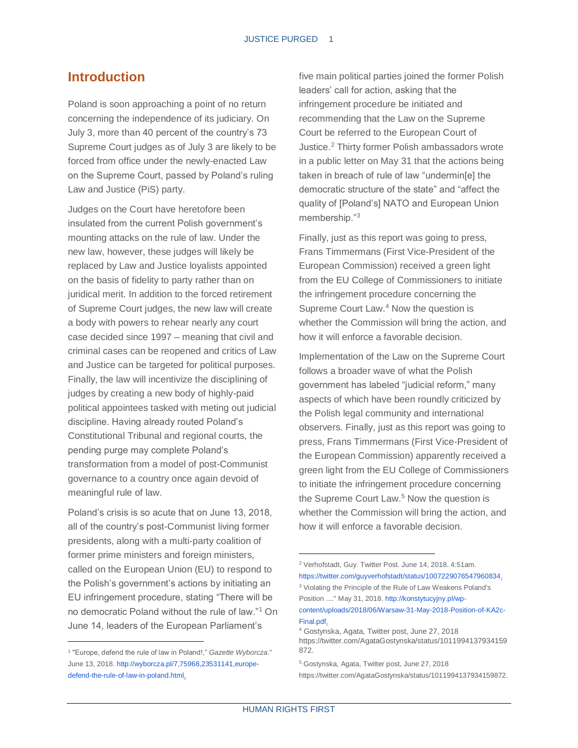## Introduction

Poland is soon approaching a point of no return concerning the independence of its judiciary. On July 3, more than 40 percent of the country's 73 Supreme Court judges as of July 3 are likely to be forced from office under the newly-enacted Law on the Supreme Court, passed by Poland's ruling Law and Justice (PiS) party.

Judges on the Court have heretofore been insulated from the current Polish government's mounting attacks on the rule of law. Under the new law, however, these judges will likely be replaced by Law and Justice loyalists appointed on the basis of fidelity to party rather than on juridical merit. In addition to the forced retirement of Supreme Court judges, the new law will create a body with powers to rehear nearly any court case decided since 1997 – meaning that civil and criminal cases can be reopened and critics of Law and Justice can be targeted for political purposes. Finally, the law will incentivize the disciplining of judges by creating a new body of highly-paid political appointees tasked with meting out judicial discipline. Having already routed Poland's Constitutional Tribunal and regional courts, the pending purge may complete Poland's transformation from a model of post-Communist governance to a country once again devoid of meaningful rule of law.

Poland's crisis is so acute that on June 13, 2018, all of the country's post-Communist living former presidents, along with a multi-party coalition of former prime ministers and foreign ministers, called on the European Union (EU) to respond to the Polish's government's actions by initiating an EU infringement procedure, stating "There will be no democratic Poland without the rule of law."[1] On June 14, leaders of the European Parliament's five main political parties joined the former Polish leaders' call for action, asking that the infringement procedure be initiated and recommending that the Law on the Supreme Court be referred to the European Court of Justice.[2] Thirty former Polish ambassadors wrote in a public letter on May 31 that the actions being taken in breach of rule of law "undermin[e] the democratic structure of the state" and "affect the quality of [Poland's] NATO and European Union membership."[3]

Finally, just as this report was going to press, Frans Timmermans (First Vice-President of the European Commission) received a green light from the EU College of Commissioners to initiate the infringement procedure concerning the Supreme Court Law.[4] Now the question is whether the Commission will bring the action, and how it will enforce a favorable decision.

Implementation of the Law on the Supreme Court follows a broader wave of what the Polish government has labeled "judicial reform," many aspects of which have been roundly criticized by the Polish legal community and international observers. Finally, just as this report was going to press, Frans Timmermans (First Vice-President of the European Commission) apparently received a green light from the EU College of Commissioners to initiate the infringement procedure concerning the Supreme Court Law.[5] Now the question is whether the Commission will bring the action, and how it will enforce a favorable decision.

---

[1] "Europe, defend the rule of law in Poland!," *Gazette Wyborcza*." June 13, 2018. http://wyborcza.pl/7,75968,23531141,europe-defend-the-rule-of-law-in-poland.html.

[2] Verhofstadt, Guy. Twitter Post. June 14, 2018. 4:51am. https://twitter.com/guyverhofstadt/status/1007229076547960834.

[3] Violating the Principle of the Rule of Law Weakens Poland's Position ...." May 31, 2018. http://konstytucyjny.pl/wp-content/uploads/2018/06/Warsaw-31-May-2018-Position-of-KA2c-Final.pdf.

[4] Gostynska, Agata, Twitter post, June 27, 2018 https://twitter.com/AgataGostynska/status/1011994137934159872.

[5] Gostynska, Agata, Twitter post, June 27, 2018 https://twitter.com/AgataGostynska/status/1011994137934159872.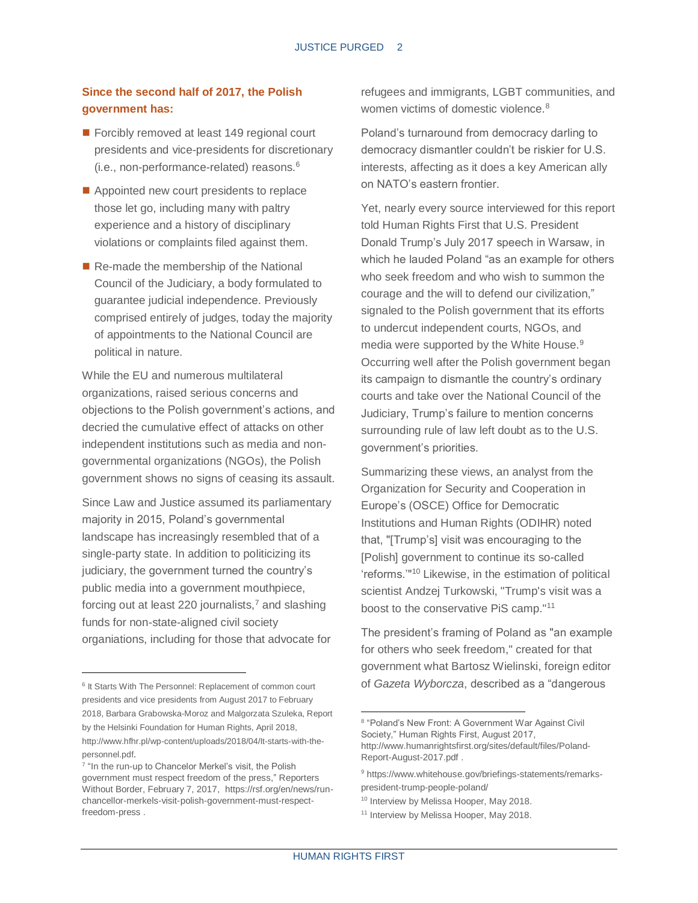**Since the second half of 2017, the Polish government has:**

- Forcibly removed at least 149 regional court presidents and vice-presidents for discretionary (i.e., non-performance-related) reasons.[6]
- Appointed new court presidents to replace those let go, including many with paltry experience and a history of disciplinary violations or complaints filed against them.
- Re-made the membership of the National Council of the Judiciary, a body formulated to guarantee judicial independence. Previously comprised entirely of judges, today the majority of appointments to the National Council are political in nature.

While the EU and numerous multilateral organizations, raised serious concerns and objections to the Polish government's actions, and decried the cumulative effect of attacks on other independent institutions such as media and non-governmental organizations (NGOs), the Polish government shows no signs of ceasing its assault.

Since Law and Justice assumed its parliamentary majority in 2015, Poland's governmental landscape has increasingly resembled that of a single-party state. In addition to politicizing its judiciary, the government turned the country's public media into a government mouthpiece, forcing out at least 220 journalists,[7] and slashing funds for non-state-aligned civil society organiations, including for those that advocate for refugees and immigrants, LGBT communities, and women victims of domestic violence.[8]

Poland's turnaround from democracy darling to democracy dismantler couldn't be riskier for U.S. interests, affecting as it does a key American ally on NATO's eastern frontier.

Yet, nearly every source interviewed for this report told Human Rights First that U.S. President Donald Trump's July 2017 speech in Warsaw, in which he lauded Poland "as an example for others who seek freedom and who wish to summon the courage and the will to defend our civilization," signaled to the Polish government that its efforts to undercut independent courts, NGOs, and media were supported by the White House.[9] Occurring well after the Polish government began its campaign to dismantle the country's ordinary courts and take over the National Council of the Judiciary, Trump's failure to mention concerns surrounding rule of law left doubt as to the U.S. government's priorities.

Summarizing these views, an analyst from the Organization for Security and Cooperation in Europe's (OSCE) Office for Democratic Institutions and Human Rights (ODIHR) noted that, "[Trump's] visit was encouraging to the [Polish] government to continue its so-called 'reforms.'"[10] Likewise, in the estimation of political scientist Andzej Turkowski, "Trump's visit was a boost to the conservative PiS camp."[11]

The president's framing of Poland as "an example for others who seek freedom," created for that government what Bartosz Wielinski, foreign editor of *Gazeta Wyborcza*, described as a "dangerous

---

[6] It Starts With The Personnel: Replacement of common court presidents and vice presidents from August 2017 to February 2018, Barbara Grabowska-Moroz and Malgorzata Szuleka, Report by the Helsinki Foundation for Human Rights, April 2018, http://www.hfhr.pl/wp-content/uploads/2018/04/It-starts-with-the-personnel.pdf.

[7] "In the run-up to Chancelor Merkel's visit, the Polish government must respect freedom of the press," Reporters Without Border, February 7, 2017, https://rsf.org/en/news/run-chancellor-merkels-visit-polish-government-must-respect-freedom-press .

[8] "Poland's New Front: A Government War Against Civil Society," Human Rights First, August 2017, http://www.humanrightsfirst.org/sites/default/files/Poland-Report-August-2017.pdf .

[9] https://www.whitehouse.gov/briefings-statements/remarks-president-trump-people-poland/

[10] Interview by Melissa Hooper, May 2018.

[11] Interview by Melissa Hooper, May 2018.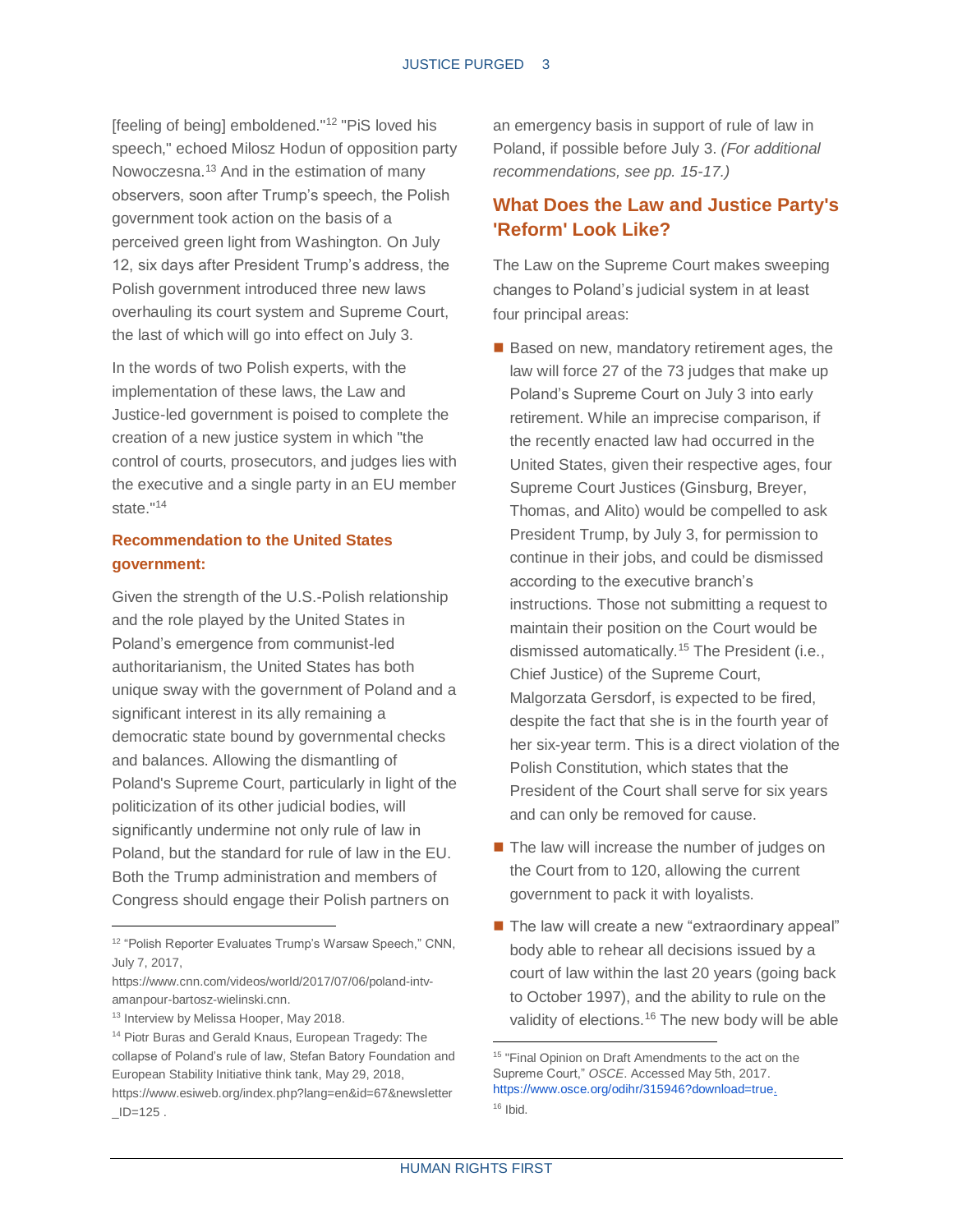[feeling of being] emboldened."[12] "PiS loved his speech," echoed Milosz Hodun of opposition party Nowoczesna.[13] And in the estimation of many observers, soon after Trump's speech, the Polish government took action on the basis of a perceived green light from Washington. On July 12, six days after President Trump's address, the Polish government introduced three new laws overhauling its court system and Supreme Court, the last of which will go into effect on July 3.

In the words of two Polish experts, with the implementation of these laws, the Law and Justice-led government is poised to complete the creation of a new justice system in which "the control of courts, prosecutors, and judges lies with the executive and a single party in an EU member state."[14]

### Recommendation to the United States government:

Given the strength of the U.S.-Polish relationship and the role played by the United States in Poland's emergence from communist-led authoritarianism, the United States has both unique sway with the government of Poland and a significant interest in its ally remaining a democratic state bound by governmental checks and balances. Allowing the dismantling of Poland's Supreme Court, particularly in light of the politicization of its other judicial bodies, will significantly undermine not only rule of law in Poland, but the standard for rule of law in the EU. Both the Trump administration and members of Congress should engage their Polish partners on an emergency basis in support of rule of law in Poland, if possible before July 3. *(For additional recommendations, see pp. 15-17.)*

## What Does the Law and Justice Party's 'Reform' Look Like?

The Law on the Supreme Court makes sweeping changes to Poland's judicial system in at least four principal areas:

- Based on new, mandatory retirement ages, the law will force 27 of the 73 judges that make up Poland's Supreme Court on July 3 into early retirement. While an imprecise comparison, if the recently enacted law had occurred in the United States, given their respective ages, four Supreme Court Justices (Ginsburg, Breyer, Thomas, and Alito) would be compelled to ask President Trump, by July 3, for permission to continue in their jobs, and could be dismissed according to the executive branch's instructions. Those not submitting a request to maintain their position on the Court would be dismissed automatically.[15] The President (i.e., Chief Justice) of the Supreme Court, Malgorzata Gersdorf, is expected to be fired, despite the fact that she is in the fourth year of her six-year term. This is a direct violation of the Polish Constitution, which states that the President of the Court shall serve for six years and can only be removed for cause.
- The law will increase the number of judges on the Court from to 120, allowing the current government to pack it with loyalists.
- The law will create a new "extraordinary appeal" body able to rehear all decisions issued by a court of law within the last 20 years (going back to October 1997), and the ability to rule on the validity of elections.[16] The new body will be able

---

[12] "Polish Reporter Evaluates Trump's Warsaw Speech," CNN, July 7, 2017, https://www.cnn.com/videos/world/2017/07/06/poland-intv-amanpour-bartosz-wielinski.cnn.

[13] Interview by Melissa Hooper, May 2018.

[14] Piotr Buras and Gerald Knaus, European Tragedy: The collapse of Poland's rule of law, Stefan Batory Foundation and European Stability Initiative think tank, May 29, 2018, https://www.esiweb.org/index.php?lang=en&id=67&newsletter_ID=125 .

[15] "Final Opinion on Draft Amendments to the act on the Supreme Court," *OSCE*. Accessed May 5th, 2017. https://www.osce.org/odihr/315946?download=true.

[16] Ibid.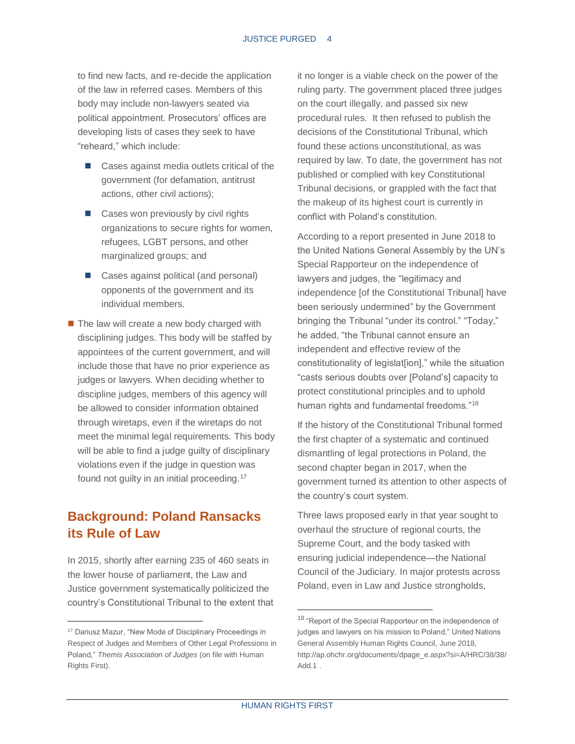to find new facts, and re-decide the application of the law in referred cases. Members of this body may include non-lawyers seated via political appointment. Prosecutors' offices are developing lists of cases they seek to have "reheard," which include:

- Cases against media outlets critical of the government (for defamation, antitrust actions, other civil actions);
- Cases won previously by civil rights organizations to secure rights for women, refugees, LGBT persons, and other marginalized groups; and
- Cases against political (and personal) opponents of the government and its individual members.

- The law will create a new body charged with disciplining judges. This body will be staffed by appointees of the current government, and will include those that have no prior experience as judges or lawyers. When deciding whether to discipline judges, members of this agency will be allowed to consider information obtained through wiretaps, even if the wiretaps do not meet the minimal legal requirements. This body will be able to find a judge guilty of disciplinary violations even if the judge in question was found not guilty in an initial proceeding.[17]

## Background: Poland Ransacks its Rule of Law

In 2015, shortly after earning 235 of 460 seats in the lower house of parliament, the Law and Justice government systematically politicized the country's Constitutional Tribunal to the extent that it no longer is a viable check on the power of the ruling party. The government placed three judges on the court illegally, and passed six new procedural rules. It then refused to publish the decisions of the Constitutional Tribunal, which found these actions unconstitutional, as was required by law. To date, the government has not published or complied with key Constitutional Tribunal decisions, or grappled with the fact that the makeup of its highest court is currently in conflict with Poland's constitution.

According to a report presented in June 2018 to the United Nations General Assembly by the UN's Special Rapporteur on the independence of lawyers and judges, the "legitimacy and independence [of the Constitutional Tribunal] have been seriously undermined" by the Government bringing the Tribunal "under its control." "Today," he added, "the Tribunal cannot ensure an independent and effective review of the constitutionality of legislat[ion]," while the situation "casts serious doubts over [Poland's] capacity to protect constitutional principles and to uphold human rights and fundamental freedoms."[18]

If the history of the Constitutional Tribunal formed the first chapter of a systematic and continued dismantling of legal protections in Poland, the second chapter began in 2017, when the government turned its attention to other aspects of the country's court system.

Three laws proposed early in that year sought to overhaul the structure of regional courts, the Supreme Court, and the body tasked with ensuring judicial independence—the National Council of the Judiciary. In major protests across Poland, even in Law and Justice strongholds,

---

[17] Dariusz Mazur, "New Mode of Disciplinary Proceedings in Respect of Judges and Members of Other Legal Professions in Poland," *Themis Association of Judges* (on file with Human Rights First).

[18] "Report of the Special Rapporteur on the independence of judges and lawyers on his mission to Poland," United Nations General Assembly Human Rights Council, June 2018, http://ap.ohchr.org/documents/dpage_e.aspx?si=A/HRC/38/38/Add.1 .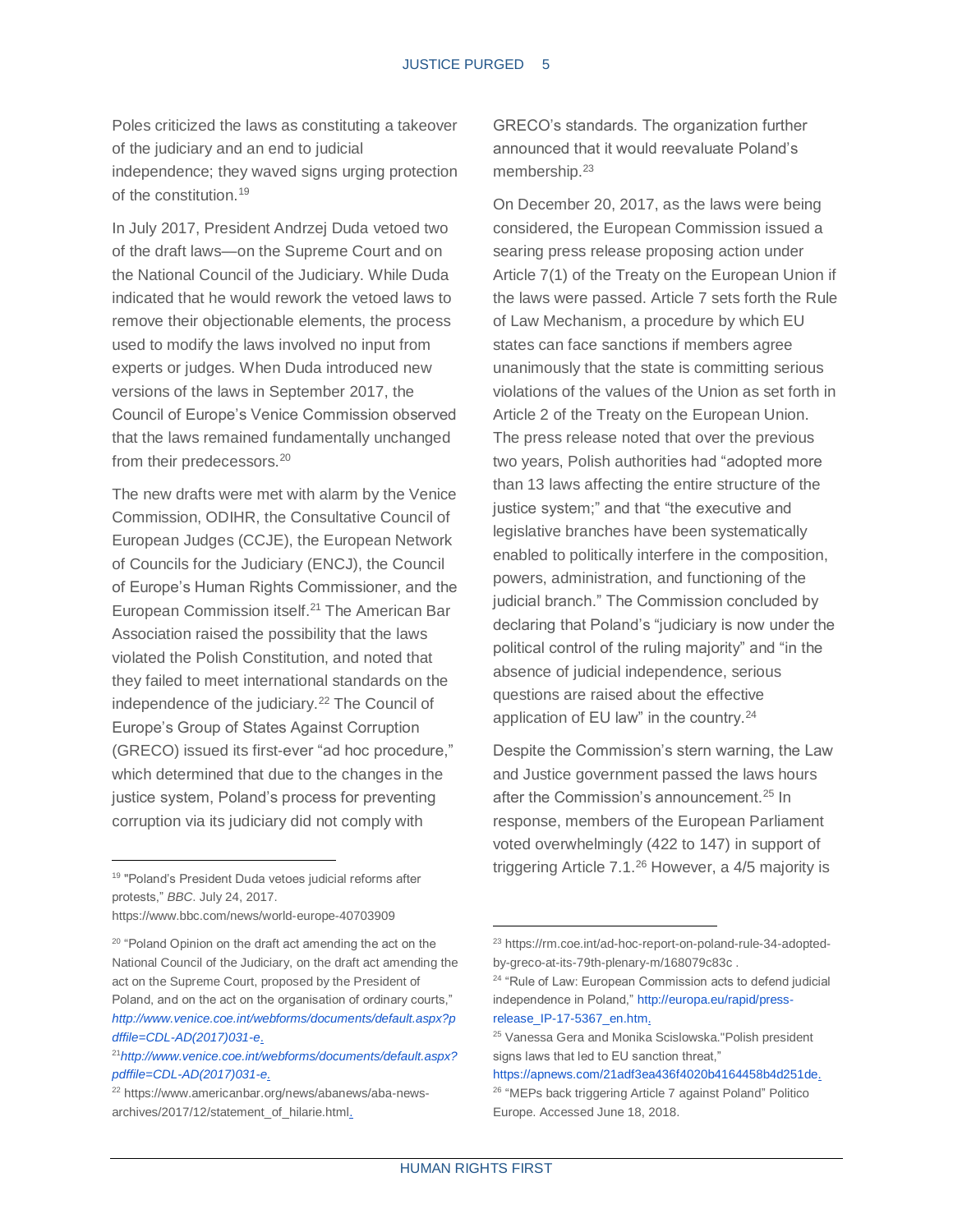Poles criticized the laws as constituting a takeover of the judiciary and an end to judicial independence; they waved signs urging protection of the constitution.[19]

In July 2017, President Andrzej Duda vetoed two of the draft laws—on the Supreme Court and on the National Council of the Judiciary. While Duda indicated that he would rework the vetoed laws to remove their objectionable elements, the process used to modify the laws involved no input from experts or judges. When Duda introduced new versions of the laws in September 2017, the Council of Europe's Venice Commission observed that the laws remained fundamentally unchanged from their predecessors.[20]

The new drafts were met with alarm by the Venice Commission, ODIHR, the Consultative Council of European Judges (CCJE), the European Network of Councils for the Judiciary (ENCJ), the Council of Europe's Human Rights Commissioner, and the European Commission itself.[21] The American Bar Association raised the possibility that the laws violated the Polish Constitution, and noted that they failed to meet international standards on the independence of the judiciary.[22] The Council of Europe's Group of States Against Corruption (GRECO) issued its first-ever "ad hoc procedure," which determined that due to the changes in the justice system, Poland's process for preventing corruption via its judiciary did not comply with GRECO's standards. The organization further announced that it would reevaluate Poland's membership.[23]

On December 20, 2017, as the laws were being considered, the European Commission issued a searing press release proposing action under Article 7(1) of the Treaty on the European Union if the laws were passed. Article 7 sets forth the Rule of Law Mechanism, a procedure by which EU states can face sanctions if members agree unanimously that the state is committing serious violations of the values of the Union as set forth in Article 2 of the Treaty on the European Union. The press release noted that over the previous two years, Polish authorities had "adopted more than 13 laws affecting the entire structure of the justice system;" and that "the executive and legislative branches have been systematically enabled to politically interfere in the composition, powers, administration, and functioning of the judicial branch." The Commission concluded by declaring that Poland's "judiciary is now under the political control of the ruling majority" and "in the absence of judicial independence, serious questions are raised about the effective application of EU law" in the country.[24]

Despite the Commission's stern warning, the Law and Justice government passed the laws hours after the Commission's announcement.[25] In response, members of the European Parliament voted overwhelmingly (422 to 147) in support of triggering Article 7.1.[26] However, a 4/5 majority is

---

[19] "Poland's President Duda vetoes judicial reforms after protests," *BBC*. July 24, 2017. https://www.bbc.com/news/world-europe-40703909

[20] "Poland Opinion on the draft act amending the act on the National Council of the Judiciary, on the draft act amending the act on the Supreme Court, proposed by the President of Poland, and on the act on the organisation of ordinary courts," *http://www.venice.coe.int/webforms/documents/default.aspx?pdffile=CDL-AD(2017)031-e.*

[21] *http://www.venice.coe.int/webforms/documents/default.aspx?pdffile=CDL-AD(2017)031-e.*

[22] https://www.americanbar.org/news/abanews/aba-news-archives/2017/12/statement_of_hilarie.html.

[23] https://rm.coe.int/ad-hoc-report-on-poland-rule-34-adopted-by-greco-at-its-79th-plenary-m/168079c83c .

[24] "Rule of Law: European Commission acts to defend judicial independence in Poland," http://europa.eu/rapid/press-release_IP-17-5367_en.htm.

[25] Vanessa Gera and Monika Scislowska."Polish president signs laws that led to EU sanction threat," https://apnews.com/21adf3ea436f4020b4164458b4d251de.

[26] "MEPs back triggering Article 7 against Poland" Politico Europe. Accessed June 18, 2018.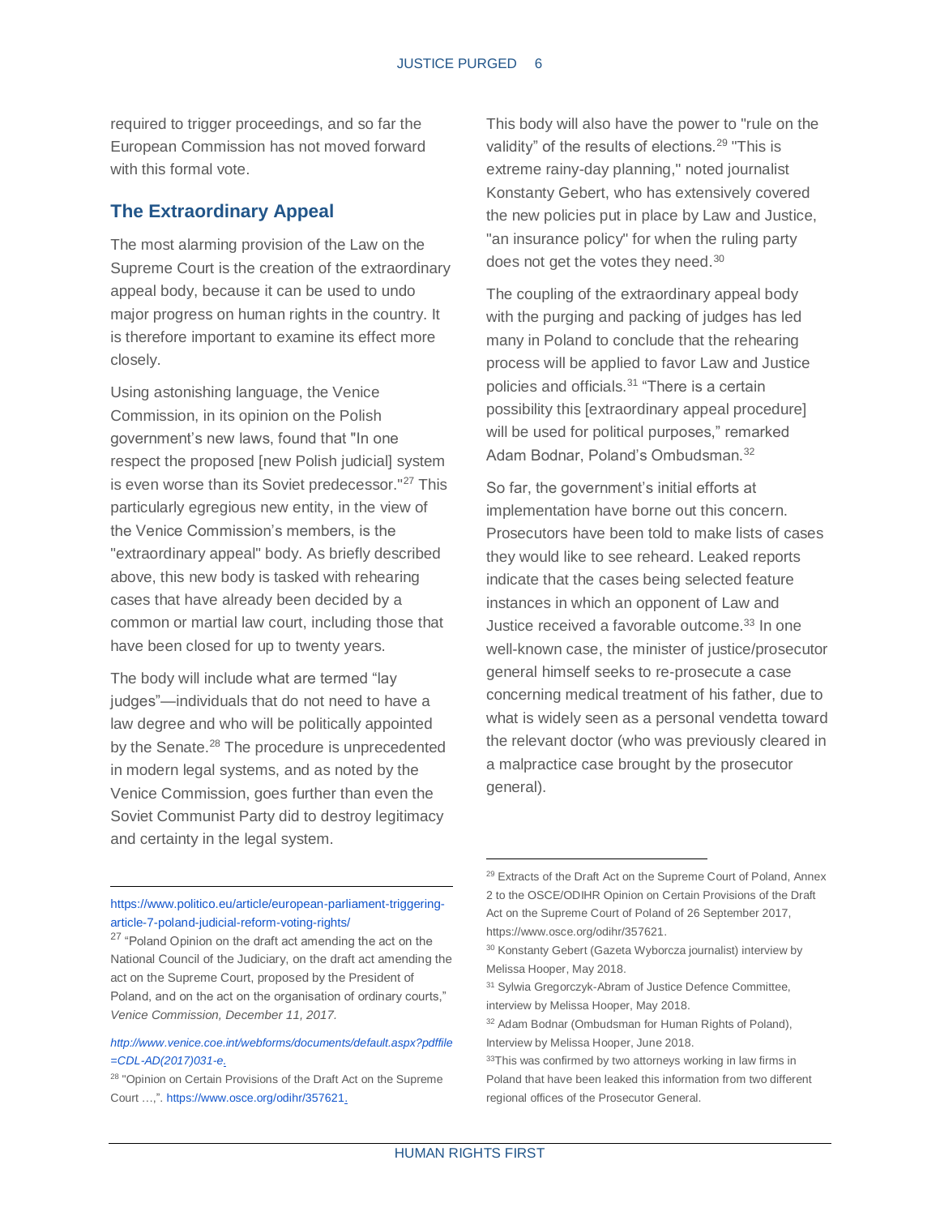required to trigger proceedings, and so far the European Commission has not moved forward with this formal vote.

## The Extraordinary Appeal

The most alarming provision of the Law on the Supreme Court is the creation of the extraordinary appeal body, because it can be used to undo major progress on human rights in the country. It is therefore important to examine its effect more closely.

Using astonishing language, the Venice Commission, in its opinion on the Polish government's new laws, found that "In one respect the proposed [new Polish judicial] system is even worse than its Soviet predecessor."[27] This particularly egregious new entity, in the view of the Venice Commission's members, is the "extraordinary appeal" body. As briefly described above, this new body is tasked with rehearing cases that have already been decided by a common or martial law court, including those that have been closed for up to twenty years.

The body will include what are termed "lay judges"—individuals that do not need to have a law degree and who will be politically appointed by the Senate.[28] The procedure is unprecedented in modern legal systems, and as noted by the Venice Commission, goes further than even the Soviet Communist Party did to destroy legitimacy and certainty in the legal system.

This body will also have the power to "rule on the validity" of the results of elections.[29] "This is extreme rainy-day planning," noted journalist Konstanty Gebert, who has extensively covered the new policies put in place by Law and Justice, "an insurance policy" for when the ruling party does not get the votes they need.[30]

The coupling of the extraordinary appeal body with the purging and packing of judges has led many in Poland to conclude that the rehearing process will be applied to favor Law and Justice policies and officials.[31] "There is a certain possibility this [extraordinary appeal procedure] will be used for political purposes," remarked Adam Bodnar, Poland's Ombudsman.[32]

So far, the government's initial efforts at implementation have borne out this concern. Prosecutors have been told to make lists of cases they would like to see reheard. Leaked reports indicate that the cases being selected feature instances in which an opponent of Law and Justice received a favorable outcome.[33] In one well-known case, the minister of justice/prosecutor general himself seeks to re-prosecute a case concerning medical treatment of his father, due to what is widely seen as a personal vendetta toward the relevant doctor (who was previously cleared in a malpractice case brought by the prosecutor general).

---

https://www.politico.eu/article/european-parliament-triggering-article-7-poland-judicial-reform-voting-rights/

[27] "Poland Opinion on the draft act amending the act on the National Council of the Judiciary, on the draft act amending the act on the Supreme Court, proposed by the President of Poland, and on the act on the organisation of ordinary courts," *Venice Commission, December 11, 2017.*

*http://www.venice.coe.int/webforms/documents/default.aspx?pdffile=CDL-AD(2017)031-e.*

[28] "Opinion on Certain Provisions of the Draft Act on the Supreme Court …,". https://www.osce.org/odihr/357621.

[29] Extracts of the Draft Act on the Supreme Court of Poland, Annex 2 to the OSCE/ODIHR Opinion on Certain Provisions of the Draft Act on the Supreme Court of Poland of 26 September 2017, https://www.osce.org/odihr/357621.

[30] Konstanty Gebert (Gazeta Wyborcza journalist) interview by Melissa Hooper, May 2018.

[31] Sylwia Gregorczyk-Abram of Justice Defence Committee, interview by Melissa Hooper, May 2018.

[32] Adam Bodnar (Ombudsman for Human Rights of Poland), Interview by Melissa Hooper, June 2018.

[33] This was confirmed by two attorneys working in law firms in Poland that have been leaked this information from two different regional offices of the Prosecutor General.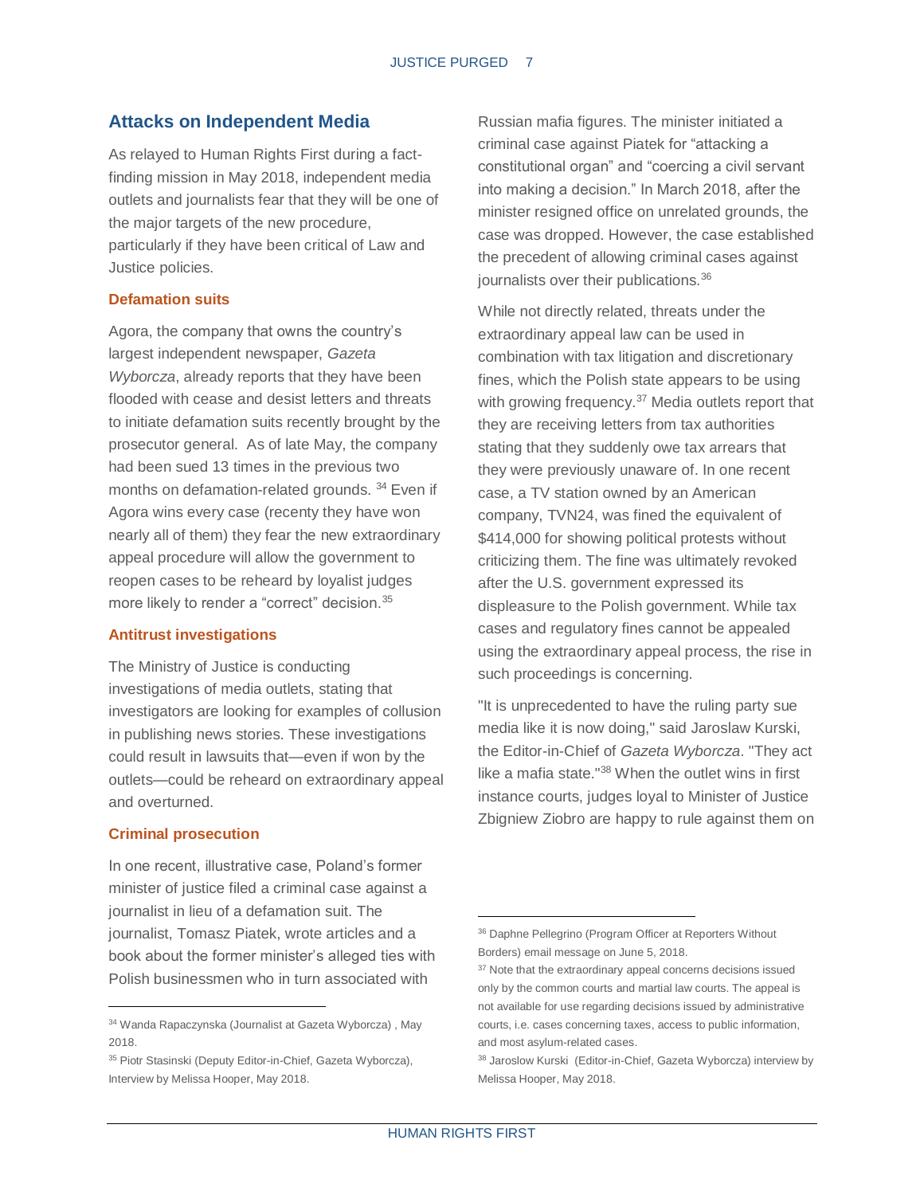## Attacks on Independent Media

As relayed to Human Rights First during a fact-finding mission in May 2018, independent media outlets and journalists fear that they will be one of the major targets of the new procedure, particularly if they have been critical of Law and Justice policies.

### Defamation suits

Agora, the company that owns the country's largest independent newspaper, *Gazeta Wyborcza*, already reports that they have been flooded with cease and desist letters and threats to initiate defamation suits recently brought by the prosecutor general. As of late May, the company had been sued 13 times in the previous two months on defamation-related grounds. [34] Even if Agora wins every case (recenty they have won nearly all of them) they fear the new extraordinary appeal procedure will allow the government to reopen cases to be reheard by loyalist judges more likely to render a "correct" decision.[35]

### Antitrust investigations

The Ministry of Justice is conducting investigations of media outlets, stating that investigators are looking for examples of collusion in publishing news stories. These investigations could result in lawsuits that—even if won by the outlets—could be reheard on extraordinary appeal and overturned.

### Criminal prosecution

In one recent, illustrative case, Poland's former minister of justice filed a criminal case against a journalist in lieu of a defamation suit. The journalist, Tomasz Piatek, wrote articles and a book about the former minister's alleged ties with Polish businessmen who in turn associated with Russian mafia figures. The minister initiated a criminal case against Piatek for "attacking a constitutional organ" and "coercing a civil servant into making a decision." In March 2018, after the minister resigned office on unrelated grounds, the case was dropped. However, the case established the precedent of allowing criminal cases against journalists over their publications.[36]

While not directly related, threats under the extraordinary appeal law can be used in combination with tax litigation and discretionary fines, which the Polish state appears to be using with growing frequency.[37] Media outlets report that they are receiving letters from tax authorities stating that they suddenly owe tax arrears that they were previously unaware of. In one recent case, a TV station owned by an American company, TVN24, was fined the equivalent of $414,000 for showing political protests without criticizing them. The fine was ultimately revoked after the U.S. government expressed its displeasure to the Polish government. While tax cases and regulatory fines cannot be appealed using the extraordinary appeal process, the rise in such proceedings is concerning.

"It is unprecedented to have the ruling party sue media like it is now doing," said Jaroslaw Kurski, the Editor-in-Chief of *Gazeta Wyborcza*. "They act like a mafia state."[38] When the outlet wins in first instance courts, judges loyal to Minister of Justice Zbigniew Ziobro are happy to rule against them on

---

[34] Wanda Rapaczynska (Journalist at Gazeta Wyborcza) , May 2018.

[35] Piotr Stasinski (Deputy Editor-in-Chief, Gazeta Wyborcza), Interview by Melissa Hooper, May 2018.

[36] Daphne Pellegrino (Program Officer at Reporters Without Borders) email message on June 5, 2018.

[37] Note that the extraordinary appeal concerns decisions issued only by the common courts and martial law courts. The appeal is not available for use regarding decisions issued by administrative courts, i.e. cases concerning taxes, access to public information, and most asylum-related cases.

[38] Jaroslow Kurski (Editor-in-Chief, Gazeta Wyborcza) interview by Melissa Hooper, May 2018.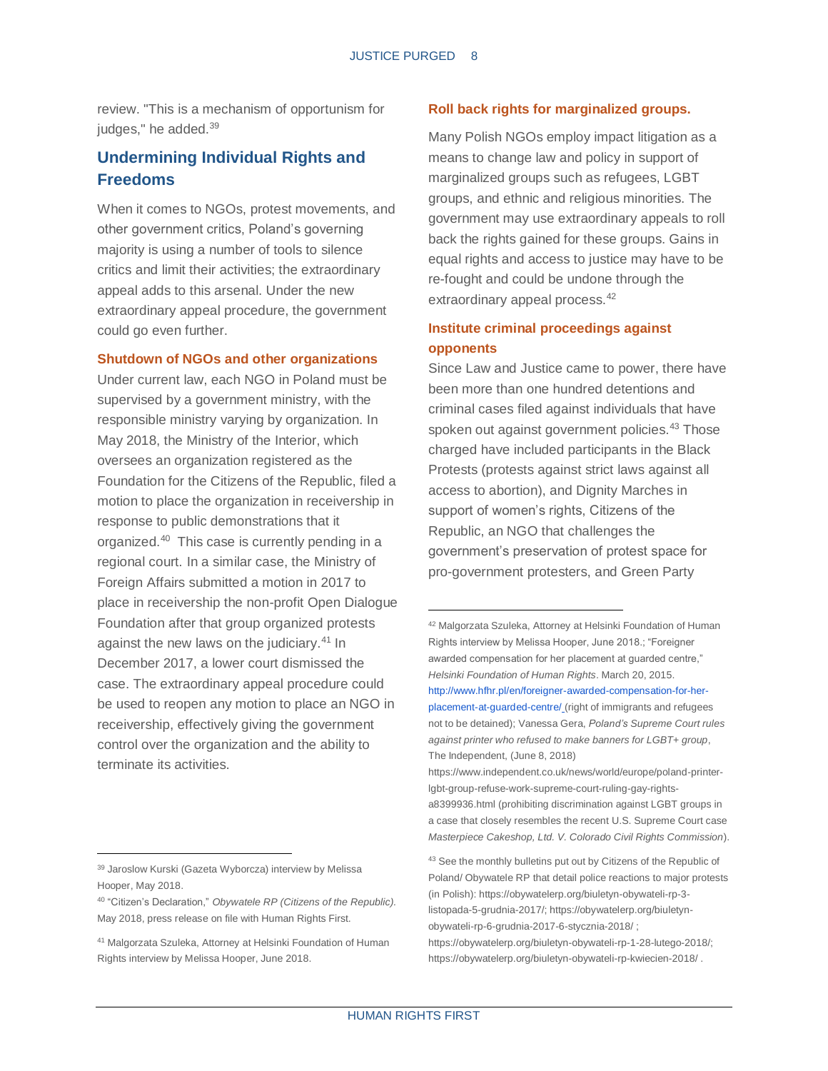review. "This is a mechanism of opportunism for judges," he added.[39]

## Undermining Individual Rights and Freedoms

When it comes to NGOs, protest movements, and other government critics, Poland's governing majority is using a number of tools to silence critics and limit their activities; the extraordinary appeal adds to this arsenal. Under the new extraordinary appeal procedure, the government could go even further.

### Shutdown of NGOs and other organizations

Under current law, each NGO in Poland must be supervised by a government ministry, with the responsible ministry varying by organization. In May 2018, the Ministry of the Interior, which oversees an organization registered as the Foundation for the Citizens of the Republic, filed a motion to place the organization in receivership in response to public demonstrations that it organized.[40] This case is currently pending in a regional court. In a similar case, the Ministry of Foreign Affairs submitted a motion in 2017 to place in receivership the non-profit Open Dialogue Foundation after that group organized protests against the new laws on the judiciary.[41] In December 2017, a lower court dismissed the case. The extraordinary appeal procedure could be used to reopen any motion to place an NGO in receivership, effectively giving the government control over the organization and the ability to terminate its activities.

### Roll back rights for marginalized groups.

Many Polish NGOs employ impact litigation as a means to change law and policy in support of marginalized groups such as refugees, LGBT groups, and ethnic and religious minorities. The government may use extraordinary appeals to roll back the rights gained for these groups. Gains in equal rights and access to justice may have to be re-fought and could be undone through the extraordinary appeal process.[42]

### Institute criminal proceedings against opponents

Since Law and Justice came to power, there have been more than one hundred detentions and criminal cases filed against individuals that have spoken out against government policies.[43] Those charged have included participants in the Black Protests (protests against strict laws against all access to abortion), and Dignity Marches in support of women's rights, Citizens of the Republic, an NGO that challenges the government's preservation of protest space for pro-government protesters, and Green Party

---

[39] Jaroslow Kurski (Gazeta Wyborcza) interview by Melissa Hooper, May 2018.

[40] "Citizen's Declaration," *Obywatele RP (Citizens of the Republic)*. May 2018, press release on file with Human Rights First.

[41] Malgorzata Szuleka, Attorney at Helsinki Foundation of Human Rights interview by Melissa Hooper, June 2018.

[42] Malgorzata Szuleka, Attorney at Helsinki Foundation of Human Rights interview by Melissa Hooper, June 2018.; "Foreigner awarded compensation for her placement at guarded centre," *Helsinki Foundation of Human Rights*. March 20, 2015. http://www.hfhr.pl/en/foreigner-awarded-compensation-for-her-placement-at-guarded-centre/ (right of immigrants and refugees not to be detained); Vanessa Gera, *Poland's Supreme Court rules against printer who refused to make banners for LGBT+ group*, The Independent, (June 8, 2018) https://www.independent.co.uk/news/world/europe/poland-printer-lgbt-group-refuse-work-supreme-court-ruling-gay-rights-a8399936.html (prohibiting discrimination against LGBT groups in a case that closely resembles the recent U.S. Supreme Court case *Masterpiece Cakeshop, Ltd. V. Colorado Civil Rights Commission*).

[43] See the monthly bulletins put out by Citizens of the Republic of Poland/ Obywatele RP that detail police reactions to major protests (in Polish): https://obywatelerp.org/biuletyn-obywateli-rp-3-listopada-5-grudnia-2017/; https://obywatelerp.org/biuletyn-obywateli-rp-6-grudnia-2017-6-stycznia-2018/ ; https://obywatelerp.org/biuletyn-obywateli-rp-1-28-lutego-2018/; https://obywatelerp.org/biuletyn-obywateli-rp-kwiecien-2018/ .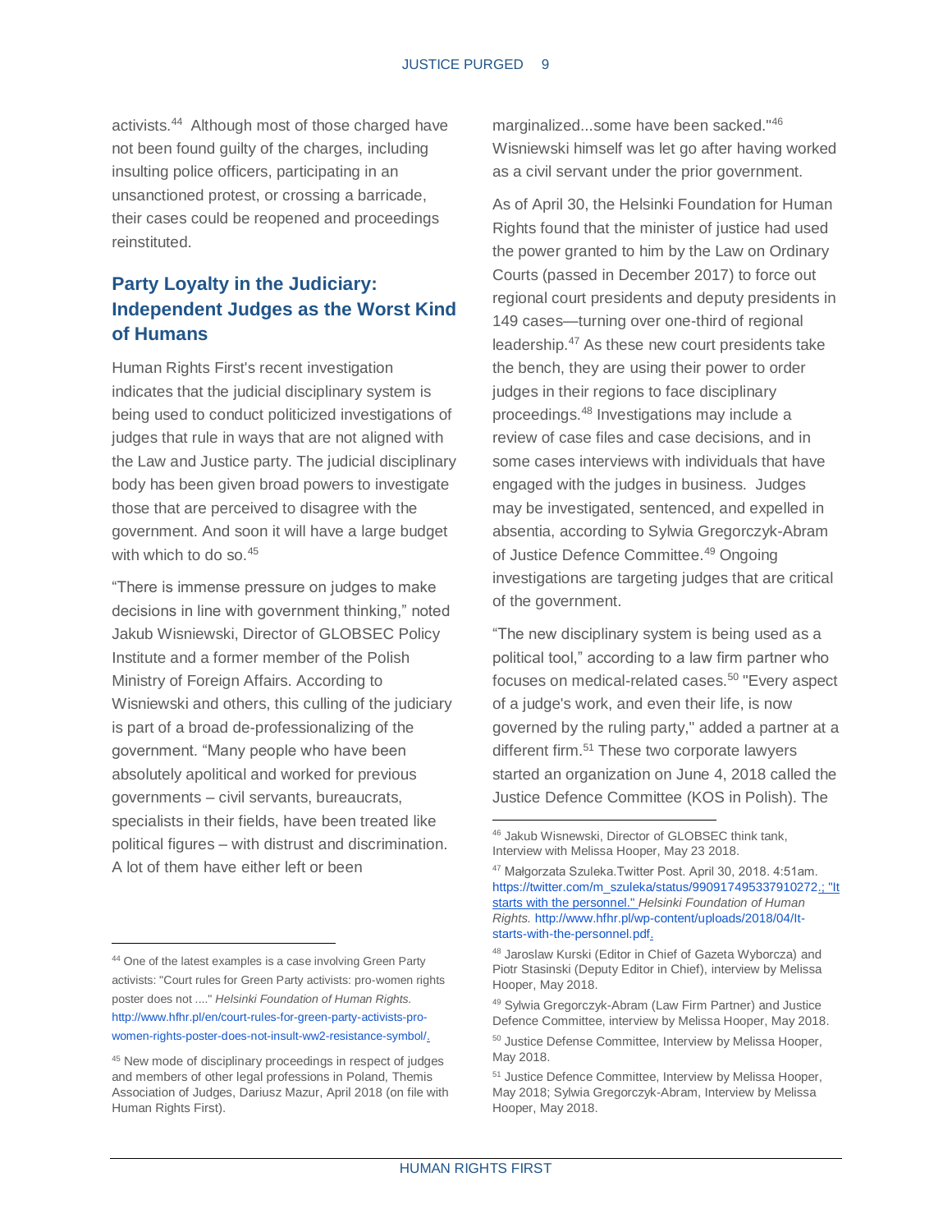activists.[44] Although most of those charged have not been found guilty of the charges, including insulting police officers, participating in an unsanctioned protest, or crossing a barricade, their cases could be reopened and proceedings reinstituted.

## Party Loyalty in the Judiciary: Independent Judges as the Worst Kind of Humans

Human Rights First's recent investigation indicates that the judicial disciplinary system is being used to conduct politicized investigations of judges that rule in ways that are not aligned with the Law and Justice party. The judicial disciplinary body has been given broad powers to investigate those that are perceived to disagree with the government. And soon it will have a large budget with which to do so.[45]

"There is immense pressure on judges to make decisions in line with government thinking," noted Jakub Wisniewski, Director of GLOBSEC Policy Institute and a former member of the Polish Ministry of Foreign Affairs. According to Wisniewski and others, this culling of the judiciary is part of a broad de-professionalizing of the government. "Many people who have been absolutely apolitical and worked for previous governments – civil servants, bureaucrats, specialists in their fields, have been treated like political figures – with distrust and discrimination. A lot of them have either left or been marginalized...some have been sacked."[46] Wisniewski himself was let go after having worked as a civil servant under the prior government.

As of April 30, the Helsinki Foundation for Human Rights found that the minister of justice had used the power granted to him by the Law on Ordinary Courts (passed in December 2017) to force out regional court presidents and deputy presidents in 149 cases—turning over one-third of regional leadership.[47] As these new court presidents take the bench, they are using their power to order judges in their regions to face disciplinary proceedings.[48] Investigations may include a review of case files and case decisions, and in some cases interviews with individuals that have engaged with the judges in business. Judges may be investigated, sentenced, and expelled in absentia, according to Sylwia Gregorczyk-Abram of Justice Defence Committee.[49] Ongoing investigations are targeting judges that are critical of the government.

"The new disciplinary system is being used as a political tool," according to a law firm partner who focuses on medical-related cases.[50] "Every aspect of a judge's work, and even their life, is now governed by the ruling party," added a partner at a different firm.[51] These two corporate lawyers started an organization on June 4, 2018 called the Justice Defence Committee (KOS in Polish). The

---

[44] One of the latest examples is a case involving Green Party activists: "Court rules for Green Party activists: pro-women rights poster does not ...." *Helsinki Foundation of Human Rights.* http://www.hfhr.pl/en/court-rules-for-green-party-activists-pro-women-rights-poster-does-not-insult-ww2-resistance-symbol/.

[45] New mode of disciplinary proceedings in respect of judges and members of other legal professions in Poland, Themis Association of Judges, Dariusz Mazur, April 2018 (on file with Human Rights First).

[46] Jakub Wisnewski, Director of GLOBSEC think tank, Interview with Melissa Hooper, May 23 2018.

[47] Małgorzata Szuleka.Twitter Post. April 30, 2018. 4:51am. https://twitter.com/m_szuleka/status/990917495337910272.; "It starts with the personnel." *Helsinki Foundation of Human Rights.* http://www.hfhr.pl/wp-content/uploads/2018/04/It-starts-with-the-personnel.pdf.

[48] Jaroslaw Kurski (Editor in Chief of Gazeta Wyborcza) and Piotr Stasinski (Deputy Editor in Chief), interview by Melissa Hooper, May 2018.

[49] Sylwia Gregorczyk-Abram (Law Firm Partner) and Justice Defence Committee, interview by Melissa Hooper, May 2018.

[50] Justice Defense Committee, Interview by Melissa Hooper, May 2018.

[51] Justice Defence Committee, Interview by Melissa Hooper, May 2018; Sylwia Gregorczyk-Abram, Interview by Melissa Hooper, May 2018.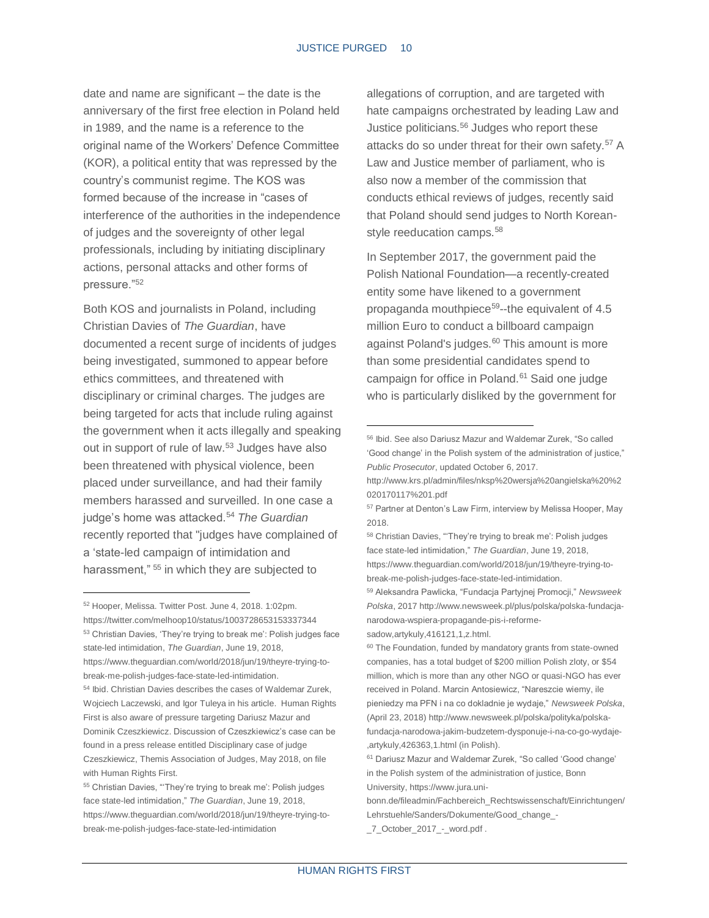date and name are significant – the date is the anniversary of the first free election in Poland held in 1989, and the name is a reference to the original name of the Workers' Defence Committee (KOR), a political entity that was repressed by the country's communist regime. The KOS was formed because of the increase in "cases of interference of the authorities in the independence of judges and the sovereignty of other legal professionals, including by initiating disciplinary actions, personal attacks and other forms of pressure."[52]

Both KOS and journalists in Poland, including Christian Davies of *The Guardian*, have documented a recent surge of incidents of judges being investigated, summoned to appear before ethics committees, and threatened with disciplinary or criminal charges. The judges are being targeted for acts that include ruling against the government when it acts illegally and speaking out in support of rule of law.[53] Judges have also been threatened with physical violence, been placed under surveillance, and had their family members harassed and surveilled. In one case a judge's home was attacked.[54] *The Guardian* recently reported that "judges have complained of a 'state-led campaign of intimidation and harassment,"[55] in which they are subjected to allegations of corruption, and are targeted with hate campaigns orchestrated by leading Law and Justice politicians.[56] Judges who report these attacks do so under threat for their own safety.[57] A Law and Justice member of parliament, who is also now a member of the commission that conducts ethical reviews of judges, recently said that Poland should send judges to North Korean-style reeducation camps.[58]

In September 2017, the government paid the Polish National Foundation—a recently-created entity some have likened to a government propaganda mouthpiece[59]--the equivalent of 4.5 million Euro to conduct a billboard campaign against Poland's judges.[60] This amount is more than some presidential candidates spend to campaign for office in Poland.[61] Said one judge who is particularly disliked by the government for

---

[52] Hooper, Melissa. Twitter Post. June 4, 2018. 1:02pm. https://twitter.com/melhoop10/status/1003728653153337344

[53] Christian Davies, 'They're trying to break me': Polish judges face state-led intimidation, *The Guardian*, June 19, 2018, https://www.theguardian.com/world/2018/jun/19/theyre-trying-to-break-me-polish-judges-face-state-led-intimidation.

[54] Ibid. Christian Davies describes the cases of Waldemar Zurek, Wojciech Laczewski, and Igor Tuleya in his article. Human Rights First is also aware of pressure targeting Dariusz Mazur and Dominik Czeszkiewicz. Discussion of Czeszkiewicz's case can be found in a press release entitled Disciplinary case of judge Czeszkiewicz, Themis Association of Judges, May 2018, on file with Human Rights First.

[55] Christian Davies, "'They're trying to break me': Polish judges face state-led intimidation," *The Guardian*, June 19, 2018, https://www.theguardian.com/world/2018/jun/19/theyre-trying-to-break-me-polish-judges-face-state-led-intimidation

[56] Ibid. See also Dariusz Mazur and Waldemar Zurek, "So called 'Good change' in the Polish system of the administration of justice," *Public Prosecutor*, updated October 6, 2017. http://www.krs.pl/admin/files/nksp%20wersja%20angielska%20%2020170117%201.pdf

[57] Partner at Denton's Law Firm, interview by Melissa Hooper, May 2018.

[58] Christian Davies, "'They're trying to break me': Polish judges face state-led intimidation," *The Guardian*, June 19, 2018, https://www.theguardian.com/world/2018/jun/19/theyre-trying-to-break-me-polish-judges-face-state-led-intimidation.

[59] Aleksandra Pawlicka, "Fundacja Partyjnej Promocji," *Newsweek Polska*, 2017 http://www.newsweek.pl/plus/polska/polska-fundacja-narodowa-wspiera-propagande-pis-i-reforme-sadow,artykuly,416121,1,z.html.

[60] The Foundation, funded by mandatory grants from state-owned companies, has a total budget of $200 million Polish zloty, or $54 million, which is more than any other NGO or quasi-NGO has ever received in Poland. Marcin Antosiewicz, "Nareszcie wiemy, ile pieniedzy ma PFN i na co dokladnie je wydaje," *Newsweek Polska*, (April 23, 2018) http://www.newsweek.pl/polska/polityka/polska-fundacja-narodowa-jakim-budzetem-dysponuje-i-na-co-go-wydaje-,artykuly,426363,1.html (in Polish).

[61] Dariusz Mazur and Waldemar Zurek, "So called 'Good change' in the Polish system of the administration of justice, Bonn University, https://www.jura.uni-bonn.de/fileadmin/Fachbereich_Rechtswissenschaft/Einrichtungen/Lehrstuehle/Sanders/Dokumente/Good_change_-_7_October_2017_-_word.pdf .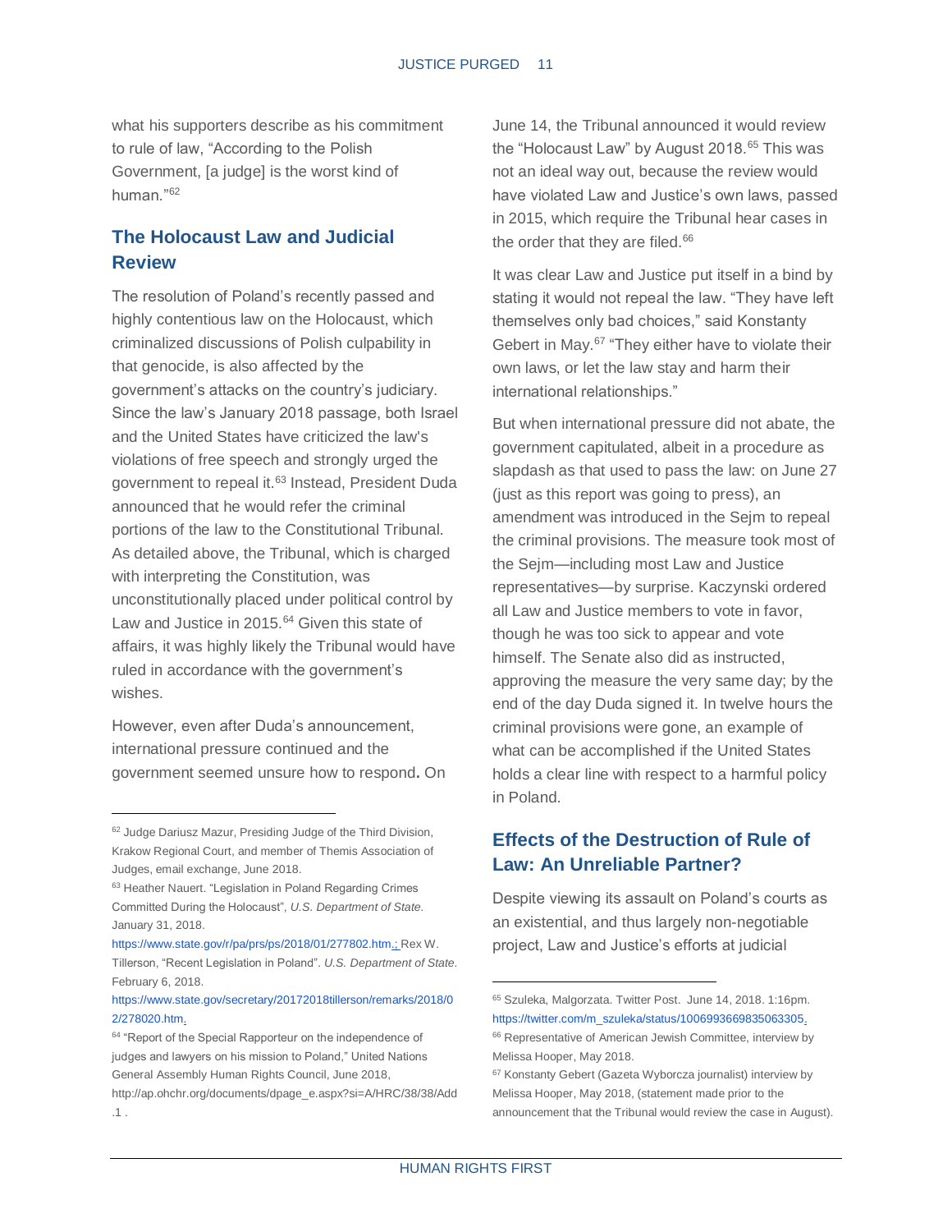what his supporters describe as his commitment to rule of law, "According to the Polish Government, [a judge] is the worst kind of human."[62]

## The Holocaust Law and Judicial Review

The resolution of Poland's recently passed and highly contentious law on the Holocaust, which criminalized discussions of Polish culpability in that genocide, is also affected by the government's attacks on the country's judiciary. Since the law's January 2018 passage, both Israel and the United States have criticized the law's violations of free speech and strongly urged the government to repeal it.[63] Instead, President Duda announced that he would refer the criminal portions of the law to the Constitutional Tribunal. As detailed above, the Tribunal, which is charged with interpreting the Constitution, was unconstitutionally placed under political control by Law and Justice in 2015.[64] Given this state of affairs, it was highly likely the Tribunal would have ruled in accordance with the government's wishes.

However, even after Duda's announcement, international pressure continued and the government seemed unsure how to respond**.** On June 14, the Tribunal announced it would review the "Holocaust Law" by August 2018.[65] This was not an ideal way out, because the review would have violated Law and Justice's own laws, passed in 2015, which require the Tribunal hear cases in the order that they are filed.[66]

It was clear Law and Justice put itself in a bind by stating it would not repeal the law. "They have left themselves only bad choices," said Konstanty Gebert in May.[67] "They either have to violate their own laws, or let the law stay and harm their international relationships."

But when international pressure did not abate, the government capitulated, albeit in a procedure as slapdash as that used to pass the law: on June 27 (just as this report was going to press), an amendment was introduced in the Sejm to repeal the criminal provisions. The measure took most of the Sejm—including most Law and Justice representatives—by surprise. Kaczynski ordered all Law and Justice members to vote in favor, though he was too sick to appear and vote himself. The Senate also did as instructed, approving the measure the very same day; by the end of the day Duda signed it. In twelve hours the criminal provisions were gone, an example of what can be accomplished if the United States holds a clear line with respect to a harmful policy in Poland.

## Effects of the Destruction of Rule of Law: An Unreliable Partner?

Despite viewing its assault on Poland's courts as an existential, and thus largely non-negotiable project, Law and Justice's efforts at judicial

---

[62] Judge Dariusz Mazur, Presiding Judge of the Third Division, Krakow Regional Court, and member of Themis Association of Judges, email exchange, June 2018.

[63] Heather Nauert. "Legislation in Poland Regarding Crimes Committed During the Holocaust", *U.S. Department of State.* January 31, 2018. https://www.state.gov/r/pa/prs/ps/2018/01/277802.htm; Rex W. Tillerson, "Recent Legislation in Poland". *U.S. Department of State.* February 6, 2018. https://www.state.gov/secretary/20172018tillerson/remarks/2018/02/278020.htm.

[64] "Report of the Special Rapporteur on the independence of judges and lawyers on his mission to Poland," United Nations General Assembly Human Rights Council, June 2018, http://ap.ohchr.org/documents/dpage_e.aspx?si=A/HRC/38/38/Add.1 .

[65] Szuleka, Malgorzata. Twitter Post. June 14, 2018. 1:16pm. https://twitter.com/m_szuleka/status/1006993669835063305.

[66] Representative of American Jewish Committee, interview by Melissa Hooper, May 2018.

[67] Konstanty Gebert (Gazeta Wyborcza journalist) interview by Melissa Hooper, May 2018, (statement made prior to the announcement that the Tribunal would review the case in August).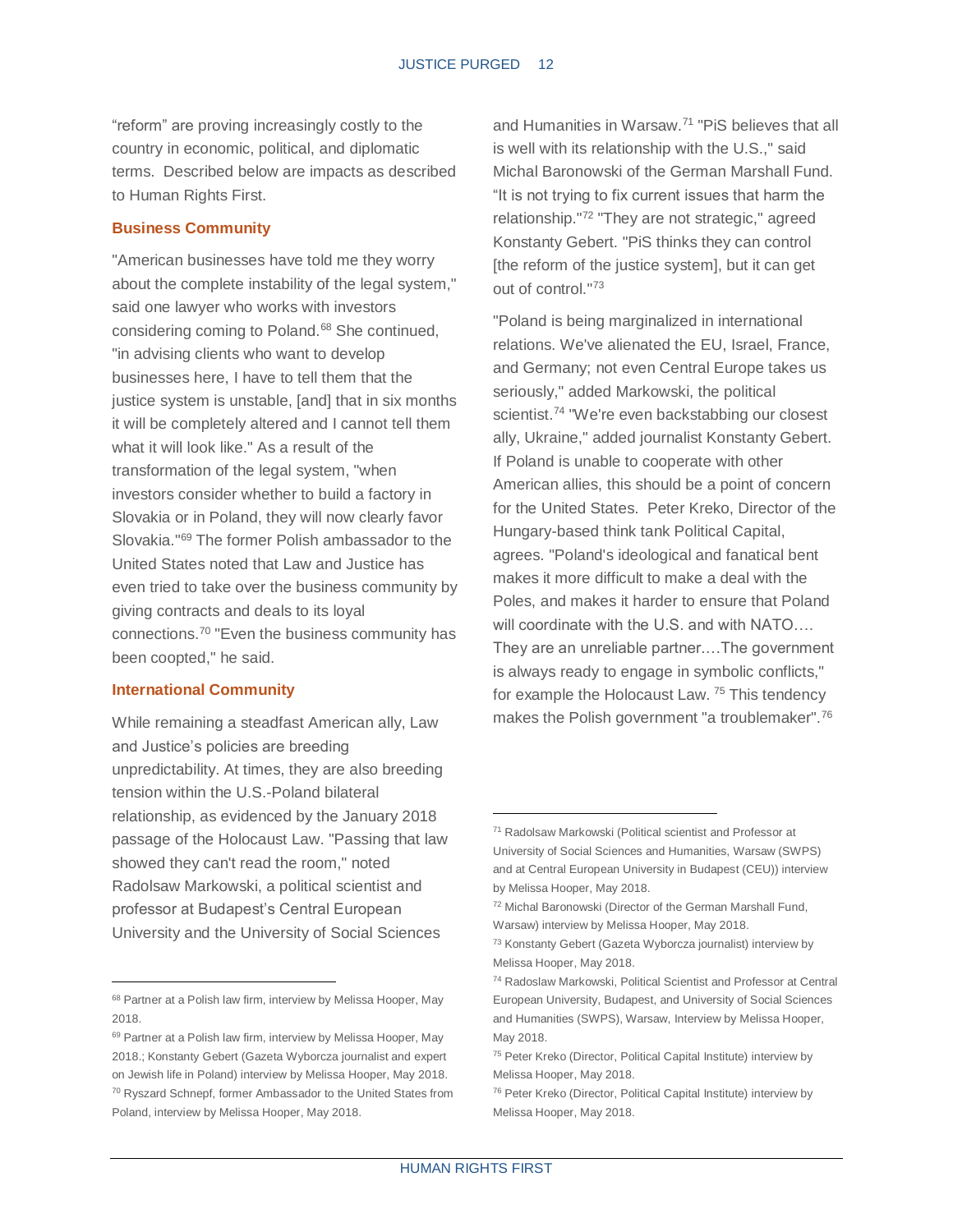"reform" are proving increasingly costly to the country in economic, political, and diplomatic terms. Described below are impacts as described to Human Rights First.

### Business Community

"American businesses have told me they worry about the complete instability of the legal system," said one lawyer who works with investors considering coming to Poland.[68] She continued, "in advising clients who want to develop businesses here, I have to tell them that the justice system is unstable, [and] that in six months it will be completely altered and I cannot tell them what it will look like." As a result of the transformation of the legal system, "when investors consider whether to build a factory in Slovakia or in Poland, they will now clearly favor Slovakia."[69] The former Polish ambassador to the United States noted that Law and Justice has even tried to take over the business community by giving contracts and deals to its loyal connections.[70] "Even the business community has been coopted," he said.

### International Community

While remaining a steadfast American ally, Law and Justice's policies are breeding unpredictability. At times, they are also breeding tension within the U.S.-Poland bilateral relationship, as evidenced by the January 2018 passage of the Holocaust Law. "Passing that law showed they can't read the room," noted Radolsaw Markowski, a political scientist and professor at Budapest's Central European University and the University of Social Sciences and Humanities in Warsaw.[71] "PiS believes that all is well with its relationship with the U.S.," said Michal Baronowski of the German Marshall Fund. "It is not trying to fix current issues that harm the relationship."[72] "They are not strategic," agreed Konstanty Gebert. "PiS thinks they can control [the reform of the justice system], but it can get out of control."[73]

"Poland is being marginalized in international relations. We've alienated the EU, Israel, France, and Germany; not even Central Europe takes us seriously," added Markowski, the political scientist.[74] "We're even backstabbing our closest ally, Ukraine," added journalist Konstanty Gebert. If Poland is unable to cooperate with other American allies, this should be a point of concern for the United States. Peter Kreko, Director of the Hungary-based think tank Political Capital, agrees. "Poland's ideological and fanatical bent makes it more difficult to make a deal with the Poles, and makes it harder to ensure that Poland will coordinate with the U.S. and with NATO…. They are an unreliable partner.…The government is always ready to engage in symbolic conflicts," for example the Holocaust Law. [75] This tendency makes the Polish government "a troublemaker".[76]

---

[68] Partner at a Polish law firm, interview by Melissa Hooper, May 2018.

[69] Partner at a Polish law firm, interview by Melissa Hooper, May 2018.; Konstanty Gebert (Gazeta Wyborcza journalist and expert on Jewish life in Poland) interview by Melissa Hooper, May 2018.

[70] Ryszard Schnepf, former Ambassador to the United States from Poland, interview by Melissa Hooper, May 2018.

[71] Radolsaw Markowski (Political scientist and Professor at University of Social Sciences and Humanities, Warsaw (SWPS) and at Central European University in Budapest (CEU)) interview by Melissa Hooper, May 2018.

[72] Michal Baronowski (Director of the German Marshall Fund, Warsaw) interview by Melissa Hooper, May 2018.

[73] Konstanty Gebert (Gazeta Wyborcza journalist) interview by Melissa Hooper, May 2018.

[74] Radoslaw Markowski, Political Scientist and Professor at Central European University, Budapest, and University of Social Sciences and Humanities (SWPS), Warsaw, Interview by Melissa Hooper, May 2018.

[75] Peter Kreko (Director, Political Capital Institute) interview by Melissa Hooper, May 2018.

[76] Peter Kreko (Director, Political Capital Institute) interview by Melissa Hooper, May 2018.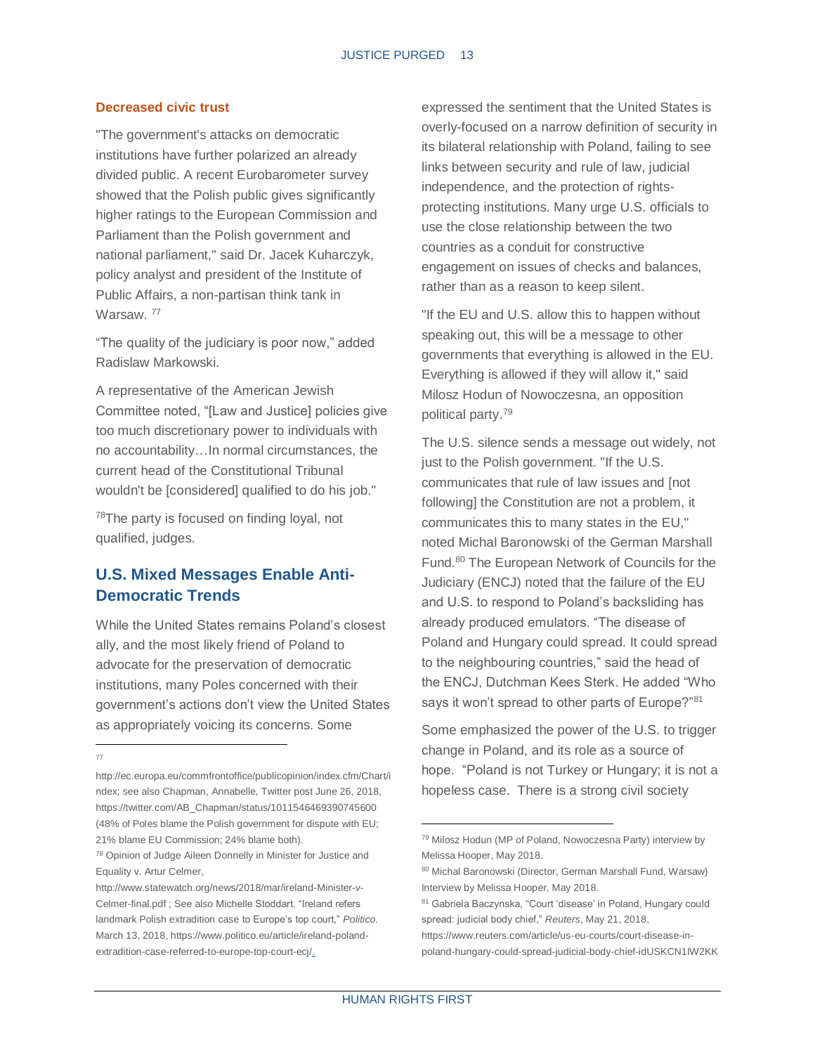### Decreased civic trust

"The government's attacks on democratic institutions have further polarized an already divided public. A recent Eurobarometer survey showed that the Polish public gives significantly higher ratings to the European Commission and Parliament than the Polish government and national parliament," said Dr. Jacek Kuharczyk, policy analyst and president of the Institute of Public Affairs, a non-partisan think tank in Warsaw. [77]

"The quality of the judiciary is poor now," added Radislaw Markowski.

A representative of the American Jewish Committee noted, "[Law and Justice] policies give too much discretionary power to individuals with no accountability…In normal circumstances, the current head of the Constitutional Tribunal wouldn't be [considered] qualified to do his job."

[78]The party is focused on finding loyal, not qualified, judges.

## U.S. Mixed Messages Enable Anti-Democratic Trends

While the United States remains Poland's closest ally, and the most likely friend of Poland to advocate for the preservation of democratic institutions, many Poles concerned with their government's actions don't view the United States as appropriately voicing its concerns. Some expressed the sentiment that the United States is overly-focused on a narrow definition of security in its bilateral relationship with Poland, failing to see links between security and rule of law, judicial independence, and the protection of rights-protecting institutions. Many urge U.S. officials to use the close relationship between the two countries as a conduit for constructive engagement on issues of checks and balances, rather than as a reason to keep silent.

"If the EU and U.S. allow this to happen without speaking out, this will be a message to other governments that everything is allowed in the EU. Everything is allowed if they will allow it," said Milosz Hodun of Nowoczesna, an opposition political party.[79]

The U.S. silence sends a message out widely, not just to the Polish government. "If the U.S. communicates that rule of law issues and [not following] the Constitution are not a problem, it communicates this to many states in the EU," noted Michal Baronowski of the German Marshall Fund.[80] The European Network of Councils for the Judiciary (ENCJ) noted that the failure of the EU and U.S. to respond to Poland's backsliding has already produced emulators. "The disease of Poland and Hungary could spread. It could spread to the neighbouring countries," said the head of the ENCJ, Dutchman Kees Sterk. He added "Who says it won't spread to other parts of Europe?"[81]

Some emphasized the power of the U.S. to trigger change in Poland, and its role as a source of hope. "Poland is not Turkey or Hungary; it is not a hopeless case. There is a strong civil society

---

[77] http://ec.europa.eu/commfrontoffice/publicopinion/index.cfm/Chart/index; see also Chapman, Annabelle, Twitter post June 26, 2018, https://twitter.com/AB_Chapman/status/1011546469390745600 (48% of Poles blame the Polish government for dispute with EU; 21% blame EU Commission; 24% blame both).

[78] Opinion of Judge Aileen Donnelly in Minister for Justice and Equality v. Artur Celmer, http://www.statewatch.org/news/2018/mar/ireland-Minister-v-Celmer-final.pdf ; See also Michelle Stoddart. "Ireland refers landmark Polish extradition case to Europe's top court," *Politico.* March 13, 2018, https://www.politico.eu/article/ireland-poland-extradition-case-referred-to-europe-top-court-ecj/.

[79] Milosz Hodun (MP of Poland, Nowoczesna Party) interview by Melissa Hooper, May 2018.

[80] Michal Baronowski (Director, German Marshall Fund, Warsaw) Interview by Melissa Hooper, May 2018.

[81] Gabriela Baczynska, "Court 'disease' in Poland, Hungary could spread: judicial body chief," *Reuters*, May 21, 2018, https://www.reuters.com/article/us-eu-courts/court-disease-in-poland-hungary-could-spread-judicial-body-chief-idUSKCN1IW2KK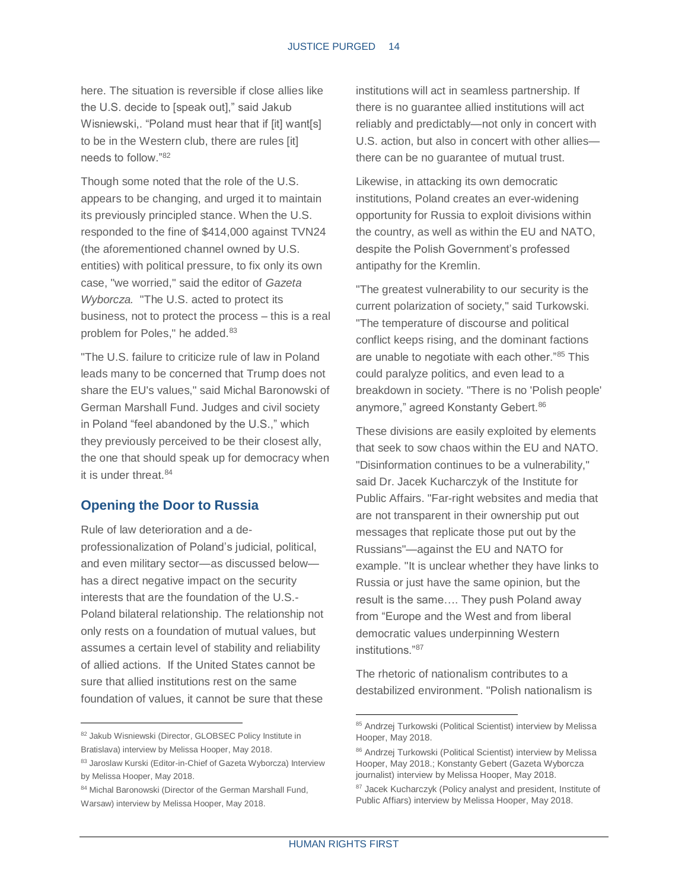here. The situation is reversible if close allies like the U.S. decide to [speak out]," said Jakub Wisniewski,. "Poland must hear that if [it] want[s] to be in the Western club, there are rules [it] needs to follow."[82]

Though some noted that the role of the U.S. appears to be changing, and urged it to maintain its previously principled stance. When the U.S. responded to the fine of $414,000 against TVN24 (the aforementioned channel owned by U.S. entities) with political pressure, to fix only its own case, "we worried," said the editor of *Gazeta Wyborcza*. "The U.S. acted to protect its business, not to protect the process – this is a real problem for Poles," he added.[83]

"The U.S. failure to criticize rule of law in Poland leads many to be concerned that Trump does not share the EU's values," said Michal Baronowski of German Marshall Fund. Judges and civil society in Poland "feel abandoned by the U.S.," which they previously perceived to be their closest ally, the one that should speak up for democracy when it is under threat.[84]

## Opening the Door to Russia

Rule of law deterioration and a de-professionalization of Poland's judicial, political, and even military sector—as discussed below—has a direct negative impact on the security interests that are the foundation of the U.S.-Poland bilateral relationship. The relationship not only rests on a foundation of mutual values, but assumes a certain level of stability and reliability of allied actions. If the United States cannot be sure that allied institutions rest on the same foundation of values, it cannot be sure that these institutions will act in seamless partnership. If there is no guarantee allied institutions will act reliably and predictably—not only in concert with U.S. action, but also in concert with other allies—there can be no guarantee of mutual trust.

Likewise, in attacking its own democratic institutions, Poland creates an ever-widening opportunity for Russia to exploit divisions within the country, as well as within the EU and NATO, despite the Polish Government's professed antipathy for the Kremlin.

"The greatest vulnerability to our security is the current polarization of society," said Turkowski. "The temperature of discourse and political conflict keeps rising, and the dominant factions are unable to negotiate with each other."[85] This could paralyze politics, and even lead to a breakdown in society. "There is no 'Polish people' anymore," agreed Konstanty Gebert.[86]

These divisions are easily exploited by elements that seek to sow chaos within the EU and NATO. "Disinformation continues to be a vulnerability," said Dr. Jacek Kucharczyk of the Institute for Public Affairs. "Far-right websites and media that are not transparent in their ownership put out messages that replicate those put out by the Russians"—against the EU and NATO for example. "It is unclear whether they have links to Russia or just have the same opinion, but the result is the same…. They push Poland away from "Europe and the West and from liberal democratic values underpinning Western institutions."[87]

The rhetoric of nationalism contributes to a destabilized environment. "Polish nationalism is

---

[82] Jakub Wisniewski (Director, GLOBSEC Policy Institute in Bratislava) interview by Melissa Hooper, May 2018.

[83] Jaroslaw Kurski (Editor-in-Chief of Gazeta Wyborcza) Interview by Melissa Hooper, May 2018.

[84] Michal Baronowski (Director of the German Marshall Fund, Warsaw) interview by Melissa Hooper, May 2018.

[85] Andrzej Turkowski (Political Scientist) interview by Melissa Hooper, May 2018.

[86] Andrzej Turkowski (Political Scientist) interview by Melissa Hooper, May 2018.; Konstanty Gebert (Gazeta Wyborcza journalist) interview by Melissa Hooper, May 2018.

[87] Jacek Kucharczyk (Policy analyst and president, Institute of Public Affairs) interview by Melissa Hooper, May 2018.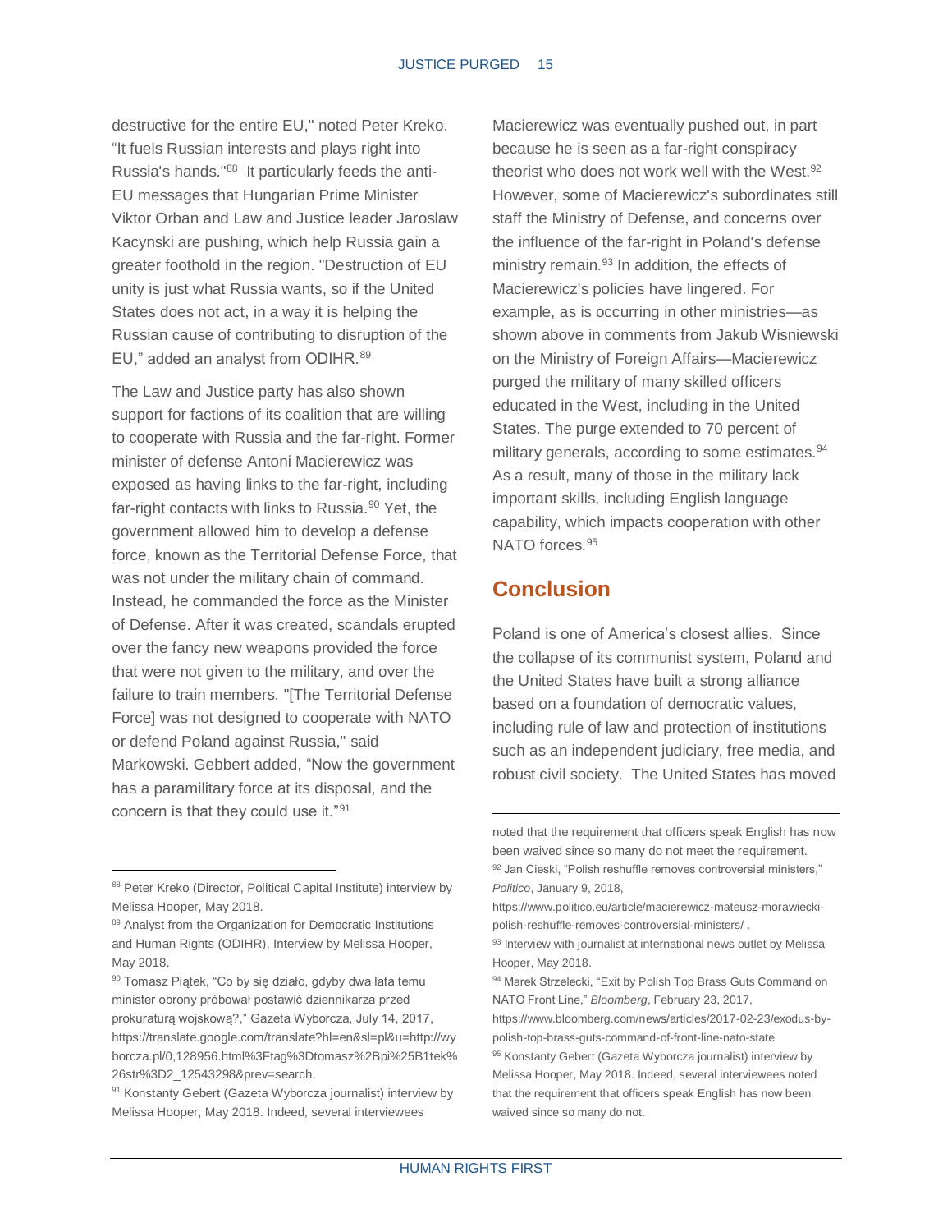destructive for the entire EU," noted Peter Kreko. "It fuels Russian interests and plays right into Russia's hands."[88] It particularly feeds the anti-EU messages that Hungarian Prime Minister Viktor Orban and Law and Justice leader Jaroslaw Kacynski are pushing, which help Russia gain a greater foothold in the region. "Destruction of EU unity is just what Russia wants, so if the United States does not act, in a way it is helping the Russian cause of contributing to disruption of the EU," added an analyst from ODIHR.[89]

The Law and Justice party has also shown support for factions of its coalition that are willing to cooperate with Russia and the far-right. Former minister of defense Antoni Macierewicz was exposed as having links to the far-right, including far-right contacts with links to Russia.[90] Yet, the government allowed him to develop a defense force, known as the Territorial Defense Force, that was not under the military chain of command. Instead, he commanded the force as the Minister of Defense. After it was created, scandals erupted over the fancy new weapons provided the force that were not given to the military, and over the failure to train members. "[The Territorial Defense Force] was not designed to cooperate with NATO or defend Poland against Russia," said Markowski. Gebbert added, "Now the government has a paramilitary force at its disposal, and the concern is that they could use it."[91]

Macierewicz was eventually pushed out, in part because he is seen as a far-right conspiracy theorist who does not work well with the West.[92] However, some of Macierewicz's subordinates still staff the Ministry of Defense, and concerns over the influence of the far-right in Poland's defense ministry remain.[93] In addition, the effects of Macierewicz's policies have lingered. For example, as is occurring in other ministries—as shown above in comments from Jakub Wisniewski on the Ministry of Foreign Affairs—Macierewicz purged the military of many skilled officers educated in the West, including in the United States. The purge extended to 70 percent of military generals, according to some estimates.[94] As a result, many of those in the military lack important skills, including English language capability, which impacts cooperation with other NATO forces.[95]

## Conclusion

Poland is one of America's closest allies. Since the collapse of its communist system, Poland and the United States have built a strong alliance based on a foundation of democratic values, including rule of law and protection of institutions such as an independent judiciary, free media, and robust civil society. The United States has moved

---

[88] Peter Kreko (Director, Political Capital Institute) interview by Melissa Hooper, May 2018.

[89] Analyst from the Organization for Democratic Institutions and Human Rights (ODIHR), Interview by Melissa Hooper, May 2018.

[90] Tomasz Piątek, "Co by się działo, gdyby dwa lata temu minister obrony próbował postawić dziennikarza przed prokuraturą wojskową?," Gazeta Wyborcza, July 14, 2017, https://translate.google.com/translate?hl=en&sl=pl&u=http://wyborcza.pl/0,128956.html%3Ftag%3Dtomasz%2Bpi%25B1tek%26str%3D2_12543298&prev=search.

[91] Konstanty Gebert (Gazeta Wyborcza journalist) interview by Melissa Hooper, May 2018. Indeed, several interviewees noted that the requirement that officers speak English has now been waived since so many do not meet the requirement.

[92] Jan Cieski, "Polish reshuffle removes controversial ministers," *Politico*, January 9, 2018, https://www.politico.eu/article/macierewicz-mateusz-morawiecki-polish-reshuffle-removes-controversial-ministers/ .

[93] Interview with journalist at international news outlet by Melissa Hooper, May 2018.

[94] Marek Strzelecki, "Exit by Polish Top Brass Guts Command on NATO Front Line," *Bloomberg*, February 23, 2017, https://www.bloomberg.com/news/articles/2017-02-23/exodus-by-polish-top-brass-guts-command-of-front-line-nato-state

[95] Konstanty Gebert (Gazeta Wyborcza journalist) interview by Melissa Hooper, May 2018. Indeed, several interviewees noted that the requirement that officers speak English has now been waived since so many do not.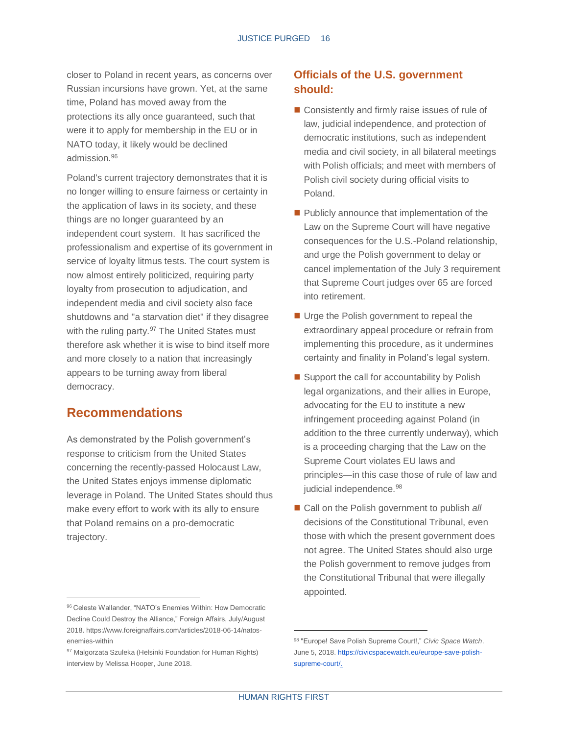closer to Poland in recent years, as concerns over Russian incursions have grown. Yet, at the same time, Poland has moved away from the protections its ally once guaranteed, such that were it to apply for membership in the EU or in NATO today, it likely would be declined admission.[96]

Poland's current trajectory demonstrates that it is no longer willing to ensure fairness or certainty in the application of laws in its society, and these things are no longer guaranteed by an independent court system. It has sacrificed the professionalism and expertise of its government in service of loyalty litmus tests. The court system is now almost entirely politicized, requiring party loyalty from prosecution to adjudication, and independent media and civil society also face shutdowns and "a starvation diet" if they disagree with the ruling party.[97] The United States must therefore ask whether it is wise to bind itself more and more closely to a nation that increasingly appears to be turning away from liberal democracy.

## Recommendations

As demonstrated by the Polish government's response to criticism from the United States concerning the recently-passed Holocaust Law, the United States enjoys immense diplomatic leverage in Poland. The United States should thus make every effort to work with its ally to ensure that Poland remains on a pro-democratic trajectory.

### Officials of the U.S. government should:

- Consistently and firmly raise issues of rule of law, judicial independence, and protection of democratic institutions, such as independent media and civil society, in all bilateral meetings with Polish officials; and meet with members of Polish civil society during official visits to Poland.
- Publicly announce that implementation of the Law on the Supreme Court will have negative consequences for the U.S.-Poland relationship, and urge the Polish government to delay or cancel implementation of the July 3 requirement that Supreme Court judges over 65 are forced into retirement.
- Urge the Polish government to repeal the extraordinary appeal procedure or refrain from implementing this procedure, as it undermines certainty and finality in Poland's legal system.
- Support the call for accountability by Polish legal organizations, and their allies in Europe, advocating for the EU to institute a new infringement proceeding against Poland (in addition to the three currently underway), which is a proceeding charging that the Law on the Supreme Court violates EU laws and principles—in this case those of rule of law and judicial independence.[98]
- Call on the Polish government to publish *all* decisions of the Constitutional Tribunal, even those with which the present government does not agree. The United States should also urge the Polish government to remove judges from the Constitutional Tribunal that were illegally appointed.

---

[96] Celeste Wallander, "NATO's Enemies Within: How Democratic Decline Could Destroy the Alliance," Foreign Affairs, July/August 2018. https://www.foreignaffairs.com/articles/2018-06-14/natos-enemies-within

[97] Malgorzata Szuleka (Helsinki Foundation for Human Rights) interview by Melissa Hooper, June 2018.

[98] "Europe! Save Polish Supreme Court!," *Civic Space Watch*. June 5, 2018. https://civicspacewatch.eu/europe-save-polish-supreme-court/.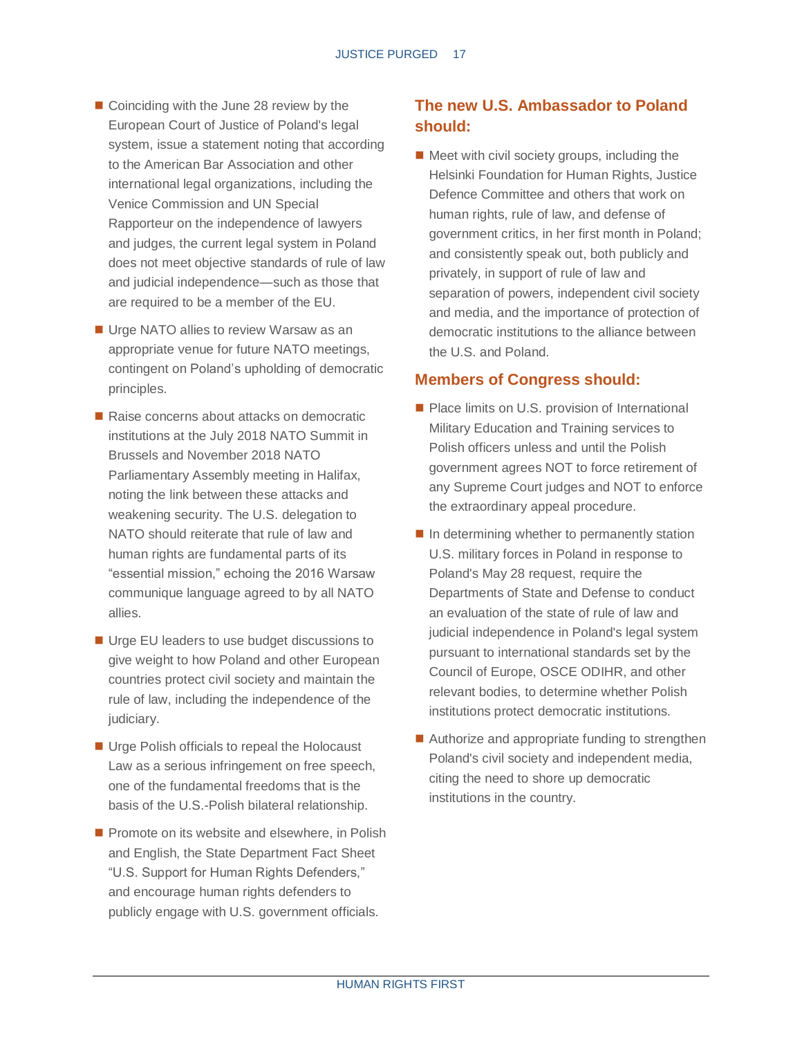- Coinciding with the June 28 review by the European Court of Justice of Poland's legal system, issue a statement noting that according to the American Bar Association and other international legal organizations, including the Venice Commission and UN Special Rapporteur on the independence of lawyers and judges, the current legal system in Poland does not meet objective standards of rule of law and judicial independence—such as those that are required to be a member of the EU.
- Urge NATO allies to review Warsaw as an appropriate venue for future NATO meetings, contingent on Poland's upholding of democratic principles.
- Raise concerns about attacks on democratic institutions at the July 2018 NATO Summit in Brussels and November 2018 NATO Parliamentary Assembly meeting in Halifax, noting the link between these attacks and weakening security. The U.S. delegation to NATO should reiterate that rule of law and human rights are fundamental parts of its "essential mission," echoing the 2016 Warsaw communique language agreed to by all NATO allies.
- Urge EU leaders to use budget discussions to give weight to how Poland and other European countries protect civil society and maintain the rule of law, including the independence of the judiciary.
- Urge Polish officials to repeal the Holocaust Law as a serious infringement on free speech, one of the fundamental freedoms that is the basis of the U.S.-Polish bilateral relationship.
- Promote on its website and elsewhere, in Polish and English, the State Department Fact Sheet "U.S. Support for Human Rights Defenders," and encourage human rights defenders to publicly engage with U.S. government officials.

## The new U.S. Ambassador to Poland should:

- Meet with civil society groups, including the Helsinki Foundation for Human Rights, Justice Defence Committee and others that work on human rights, rule of law, and defense of government critics, in her first month in Poland; and consistently speak out, both publicly and privately, in support of rule of law and separation of powers, independent civil society and media, and the importance of protection of democratic institutions to the alliance between the U.S. and Poland.

## Members of Congress should:

- Place limits on U.S. provision of International Military Education and Training services to Polish officers unless and until the Polish government agrees NOT to force retirement of any Supreme Court judges and NOT to enforce the extraordinary appeal procedure.
- In determining whether to permanently station U.S. military forces in Poland in response to Poland's May 28 request, require the Departments of State and Defense to conduct an evaluation of the state of rule of law and judicial independence in Poland's legal system pursuant to international standards set by the Council of Europe, OSCE ODIHR, and other relevant bodies, to determine whether Polish institutions protect democratic institutions.
- Authorize and appropriate funding to strengthen Poland's civil society and independent media, citing the need to shore up democratic institutions in the country.